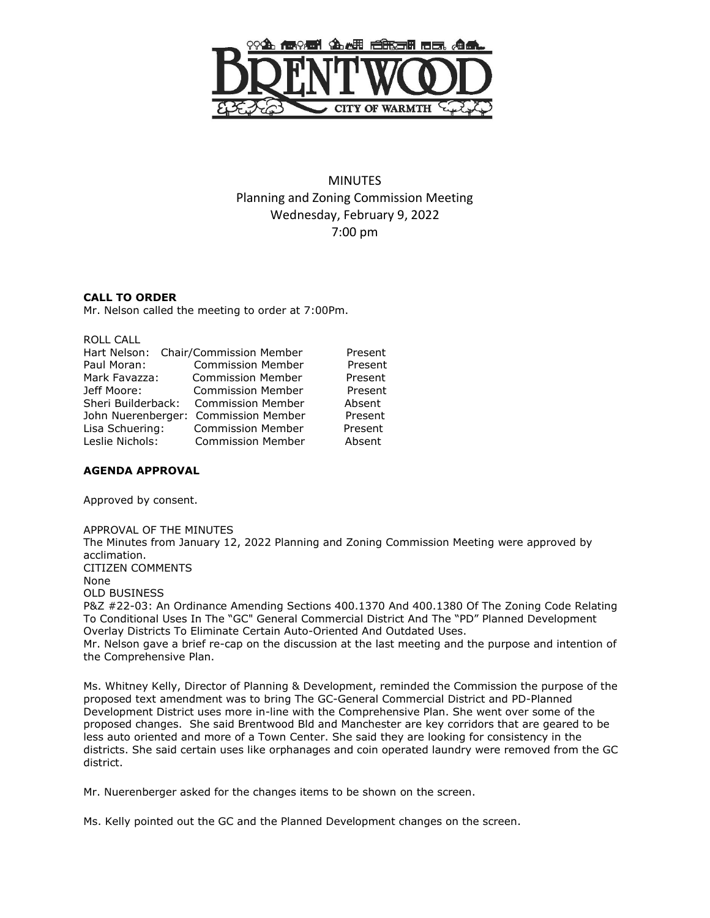# MINUTES

## Planning and Zoning Commission Meeting
## Wednesday, February 9, 2022
## 7:00 pm

**CALL TO ORDER**

Mr. Nelson called the meeting to order at 7:00Pm.

ROLL CALL

| Name | Role | Status |
|---|---|---|
| Hart Nelson: | Chair/Commission Member | Present |
| Paul Moran: | Commission Member | Present |
| Mark Favazza: | Commission Member | Present |
| Jeff Moore: | Commission Member | Present |
| Sheri Builderback: | Commission Member | Absent |
| John Nuerenberger: | Commission Member | Present |
| Lisa Schuering: | Commission Member | Present |
| Leslie Nichols: | Commission Member | Absent |

**AGENDA APPROVAL**

Approved by consent.

APPROVAL OF THE MINUTES

The Minutes from January 12, 2022 Planning and Zoning Commission Meeting were approved by acclimation.

CITIZEN COMMENTS

None

OLD BUSINESS

P&Z #22-03: An Ordinance Amending Sections 400.1370 And 400.1380 Of The Zoning Code Relating To Conditional Uses In The "GC" General Commercial District And The "PD" Planned Development Overlay Districts To Eliminate Certain Auto-Oriented And Outdated Uses.

Mr. Nelson gave a brief re-cap on the discussion at the last meeting and the purpose and intention of the Comprehensive Plan.

Ms. Whitney Kelly, Director of Planning & Development, reminded the Commission the purpose of the proposed text amendment was to bring The GC-General Commercial District and PD-Planned Development District uses more in-line with the Comprehensive Plan. She went over some of the proposed changes. She said Brentwood Bld and Manchester are key corridors that are geared to be less auto oriented and more of a Town Center. She said they are looking for consistency in the districts. She said certain uses like orphanages and coin operated laundry were removed from the GC district.

Mr. Nuerenberger asked for the changes items to be shown on the screen.

Ms. Kelly pointed out the GC and the Planned Development changes on the screen.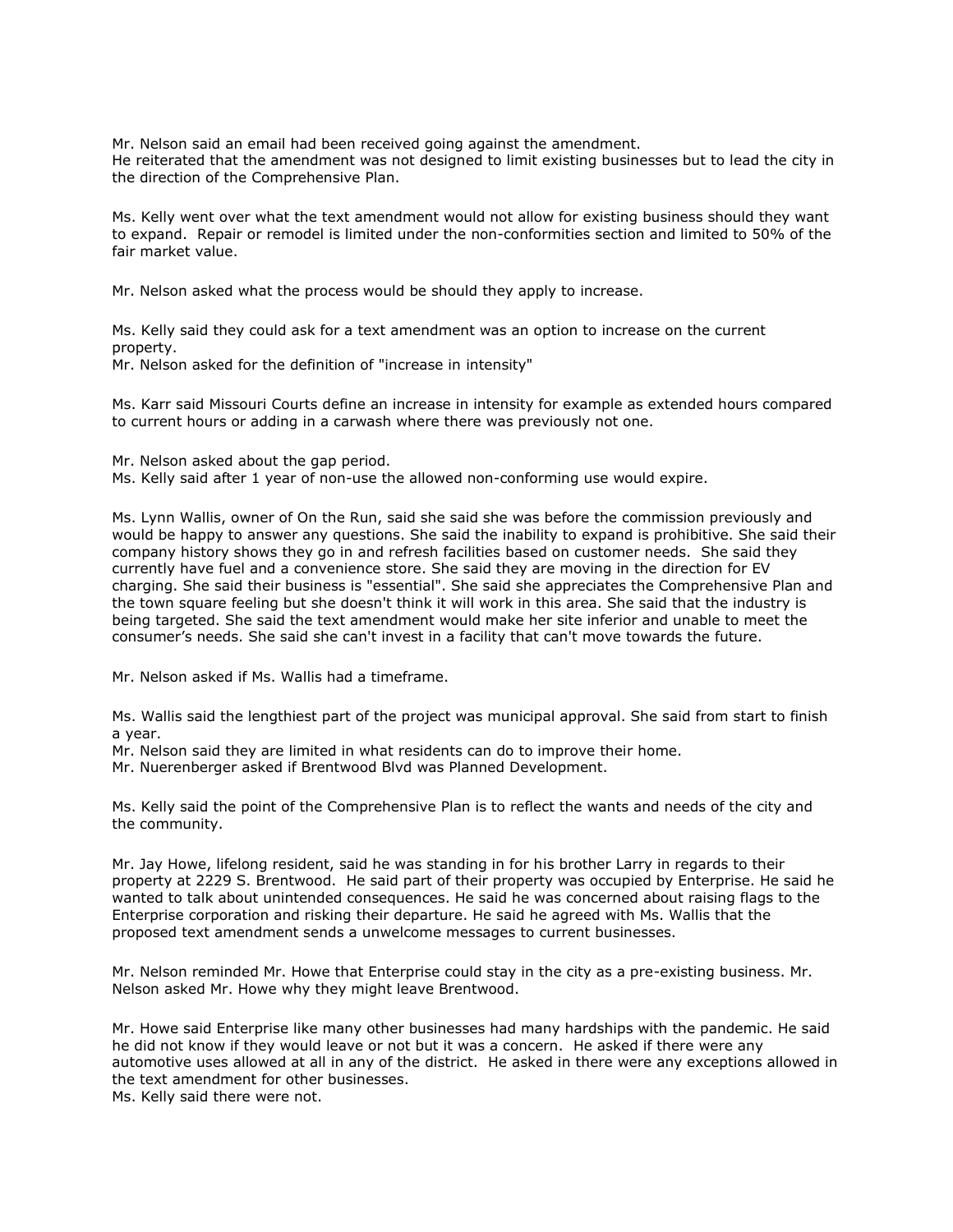Mr. Nelson said an email had been received going against the amendment.
He reiterated that the amendment was not designed to limit existing businesses but to lead the city in the direction of the Comprehensive Plan.

Ms. Kelly went over what the text amendment would not allow for existing business should they want to expand. Repair or remodel is limited under the non-conformities section and limited to 50% of the fair market value.

Mr. Nelson asked what the process would be should they apply to increase.

Ms. Kelly said they could ask for a text amendment was an option to increase on the current property.
Mr. Nelson asked for the definition of "increase in intensity"

Ms. Karr said Missouri Courts define an increase in intensity for example as extended hours compared to current hours or adding in a carwash where there was previously not one.

Mr. Nelson asked about the gap period.
Ms. Kelly said after 1 year of non-use the allowed non-conforming use would expire.

Ms. Lynn Wallis, owner of On the Run, said she said she was before the commission previously and would be happy to answer any questions. She said the inability to expand is prohibitive. She said their company history shows they go in and refresh facilities based on customer needs. She said they currently have fuel and a convenience store. She said they are moving in the direction for EV charging. She said their business is "essential". She said she appreciates the Comprehensive Plan and the town square feeling but she doesn't think it will work in this area. She said that the industry is being targeted. She said the text amendment would make her site inferior and unable to meet the consumer's needs. She said she can't invest in a facility that can't move towards the future.

Mr. Nelson asked if Ms. Wallis had a timeframe.

Ms. Wallis said the lengthiest part of the project was municipal approval. She said from start to finish a year.
Mr. Nelson said they are limited in what residents can do to improve their home.
Mr. Nuerenberger asked if Brentwood Blvd was Planned Development.

Ms. Kelly said the point of the Comprehensive Plan is to reflect the wants and needs of the city and the community.

Mr. Jay Howe, lifelong resident, said he was standing in for his brother Larry in regards to their property at 2229 S. Brentwood. He said part of their property was occupied by Enterprise. He said he wanted to talk about unintended consequences. He said he was concerned about raising flags to the Enterprise corporation and risking their departure. He said he agreed with Ms. Wallis that the proposed text amendment sends a unwelcome messages to current businesses.

Mr. Nelson reminded Mr. Howe that Enterprise could stay in the city as a pre-existing business. Mr. Nelson asked Mr. Howe why they might leave Brentwood.

Mr. Howe said Enterprise like many other businesses had many hardships with the pandemic. He said he did not know if they would leave or not but it was a concern. He asked if there were any automotive uses allowed at all in any of the district. He asked in there were any exceptions allowed in the text amendment for other businesses.
Ms. Kelly said there were not.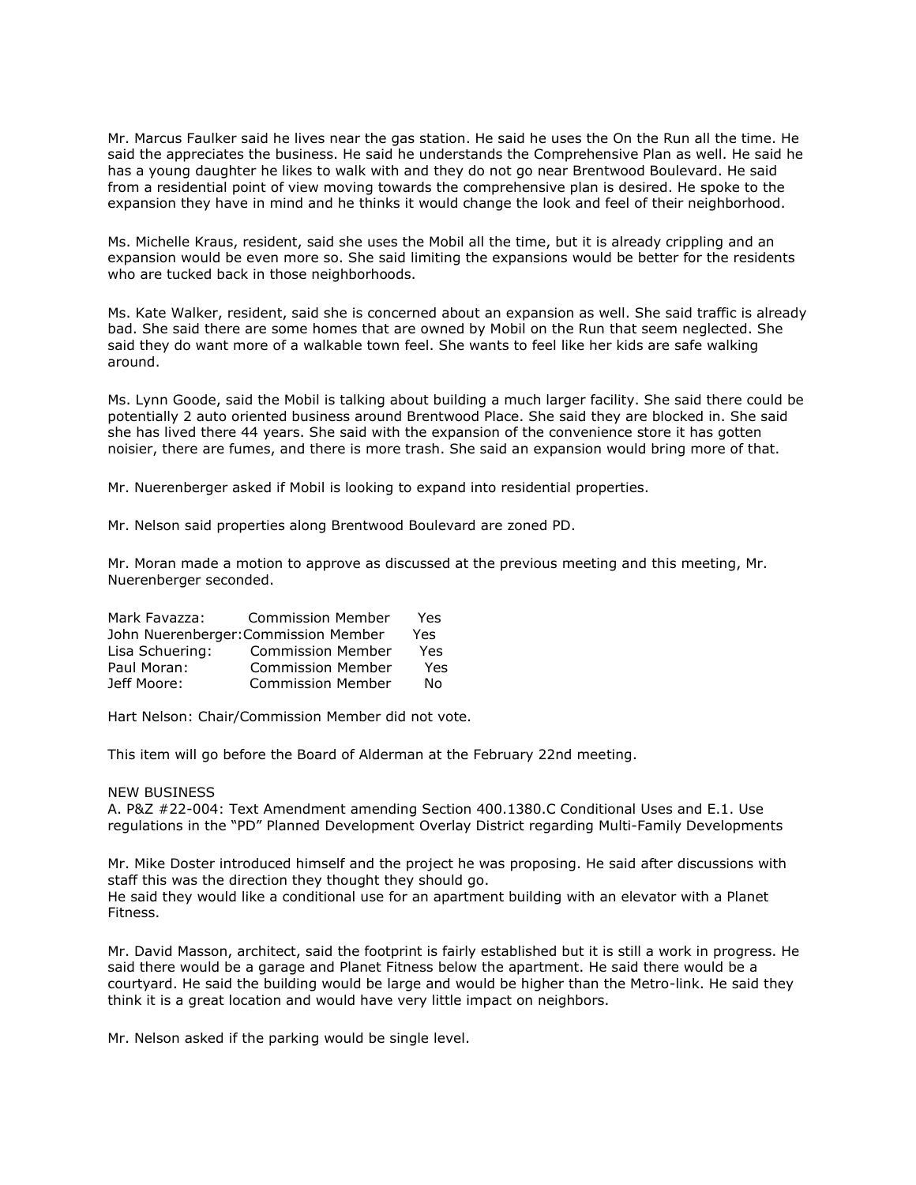Mr. Marcus Faulker said he lives near the gas station. He said he uses the On the Run all the time. He said the appreciates the business. He said he understands the Comprehensive Plan as well. He said he has a young daughter he likes to walk with and they do not go near Brentwood Boulevard. He said from a residential point of view moving towards the comprehensive plan is desired. He spoke to the expansion they have in mind and he thinks it would change the look and feel of their neighborhood.

Ms. Michelle Kraus, resident, said she uses the Mobil all the time, but it is already crippling and an expansion would be even more so. She said limiting the expansions would be better for the residents who are tucked back in those neighborhoods.

Ms. Kate Walker, resident, said she is concerned about an expansion as well. She said traffic is already bad. She said there are some homes that are owned by Mobil on the Run that seem neglected. She said they do want more of a walkable town feel. She wants to feel like her kids are safe walking around.

Ms. Lynn Goode, said the Mobil is talking about building a much larger facility. She said there could be potentially 2 auto oriented business around Brentwood Place. She said they are blocked in. She said she has lived there 44 years. She said with the expansion of the convenience store it has gotten noisier, there are fumes, and there is more trash. She said an expansion would bring more of that.

Mr. Nuerenberger asked if Mobil is looking to expand into residential properties.

Mr. Nelson said properties along Brentwood Boulevard are zoned PD.

Mr. Moran made a motion to approve as discussed at the previous meeting and this meeting, Mr. Nuerenberger seconded.

| | | |
|---|---|---|
| Mark Favazza: | Commission Member | Yes |
| John Nuerenberger: | Commission Member | Yes |
| Lisa Schuering: | Commission Member | Yes |
| Paul Moran: | Commission Member | Yes |
| Jeff Moore: | Commission Member | No |

Hart Nelson: Chair/Commission Member did not vote.

This item will go before the Board of Alderman at the February 22nd meeting.

NEW BUSINESS

A. P&Z #22-004: Text Amendment amending Section 400.1380.C Conditional Uses and E.1. Use regulations in the "PD" Planned Development Overlay District regarding Multi-Family Developments

Mr. Mike Doster introduced himself and the project he was proposing. He said after discussions with staff this was the direction they thought they should go.
He said they would like a conditional use for an apartment building with an elevator with a Planet Fitness.

Mr. David Masson, architect, said the footprint is fairly established but it is still a work in progress. He said there would be a garage and Planet Fitness below the apartment. He said there would be a courtyard. He said the building would be large and would be higher than the Metro-link. He said they think it is a great location and would have very little impact on neighbors.

Mr. Nelson asked if the parking would be single level.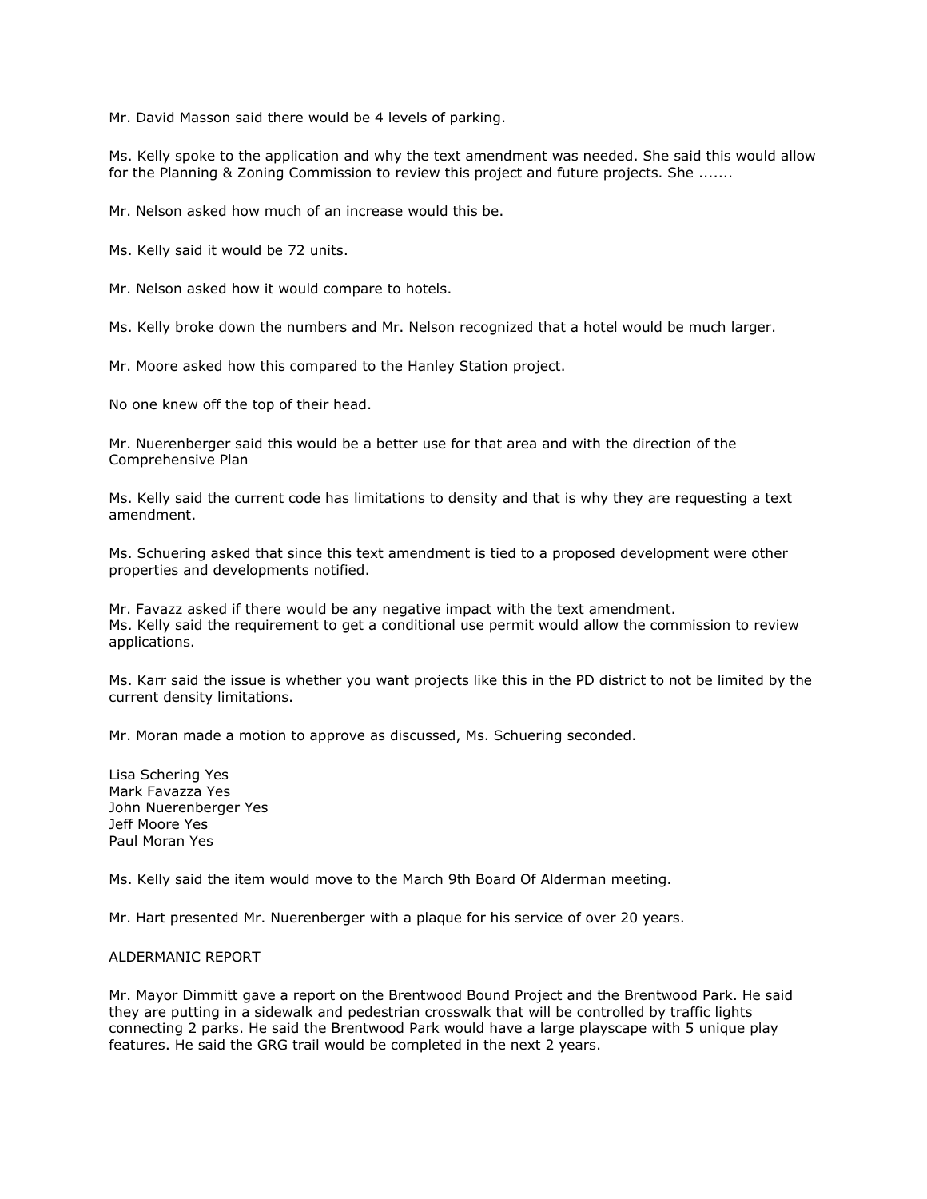Mr. David Masson said there would be 4 levels of parking.

Ms. Kelly spoke to the application and why the text amendment was needed. She said this would allow for the Planning & Zoning Commission to review this project and future projects. She .......

Mr. Nelson asked how much of an increase would this be.

Ms. Kelly said it would be 72 units.

Mr. Nelson asked how it would compare to hotels.

Ms. Kelly broke down the numbers and Mr. Nelson recognized that a hotel would be much larger.

Mr. Moore asked how this compared to the Hanley Station project.

No one knew off the top of their head.

Mr. Nuerenberger said this would be a better use for that area and with the direction of the Comprehensive Plan

Ms. Kelly said the current code has limitations to density and that is why they are requesting a text amendment.

Ms. Schuering asked that since this text amendment is tied to a proposed development were other properties and developments notified.

Mr. Favazz asked if there would be any negative impact with the text amendment.
Ms. Kelly said the requirement to get a conditional use permit would allow the commission to review applications.

Ms. Karr said the issue is whether you want projects like this in the PD district to not be limited by the current density limitations.

Mr. Moran made a motion to approve as discussed, Ms. Schuering seconded.

Lisa Schering Yes
Mark Favazza Yes
John Nuerenberger Yes
Jeff Moore Yes
Paul Moran Yes

Ms. Kelly said the item would move to the March 9th Board Of Alderman meeting.

Mr. Hart presented Mr. Nuerenberger with a plaque for his service of over 20 years.

ALDERMANIC REPORT

Mr. Mayor Dimmitt gave a report on the Brentwood Bound Project and the Brentwood Park. He said they are putting in a sidewalk and pedestrian crosswalk that will be controlled by traffic lights connecting 2 parks. He said the Brentwood Park would have a large playscape with 5 unique play features. He said the GRG trail would be completed in the next 2 years.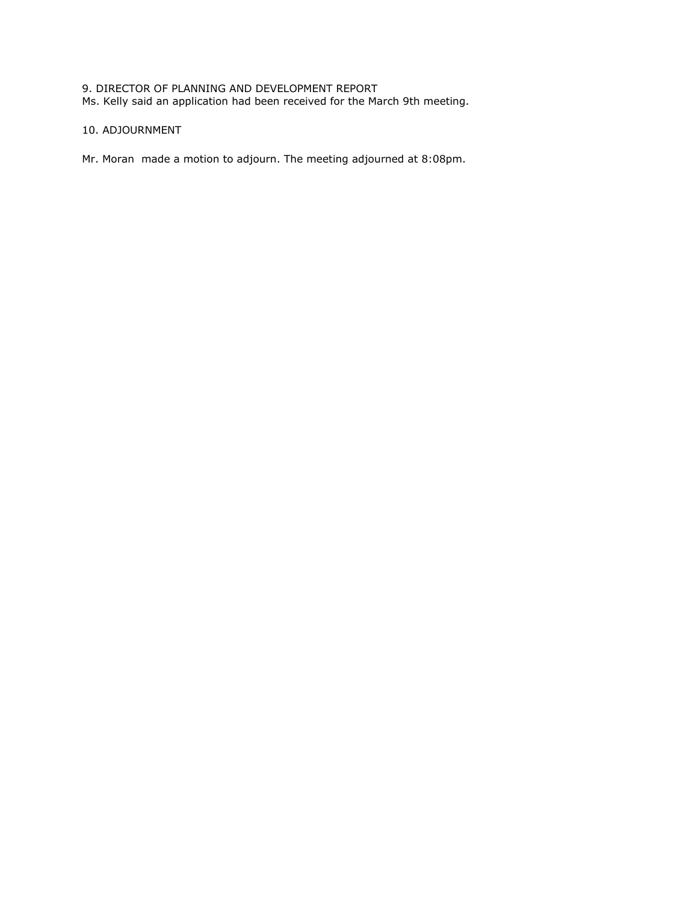9. DIRECTOR OF PLANNING AND DEVELOPMENT REPORT

Ms. Kelly said an application had been received for the March 9th meeting.

10. ADJOURNMENT

Mr. Moran made a motion to adjourn. The meeting adjourned at 8:08pm.